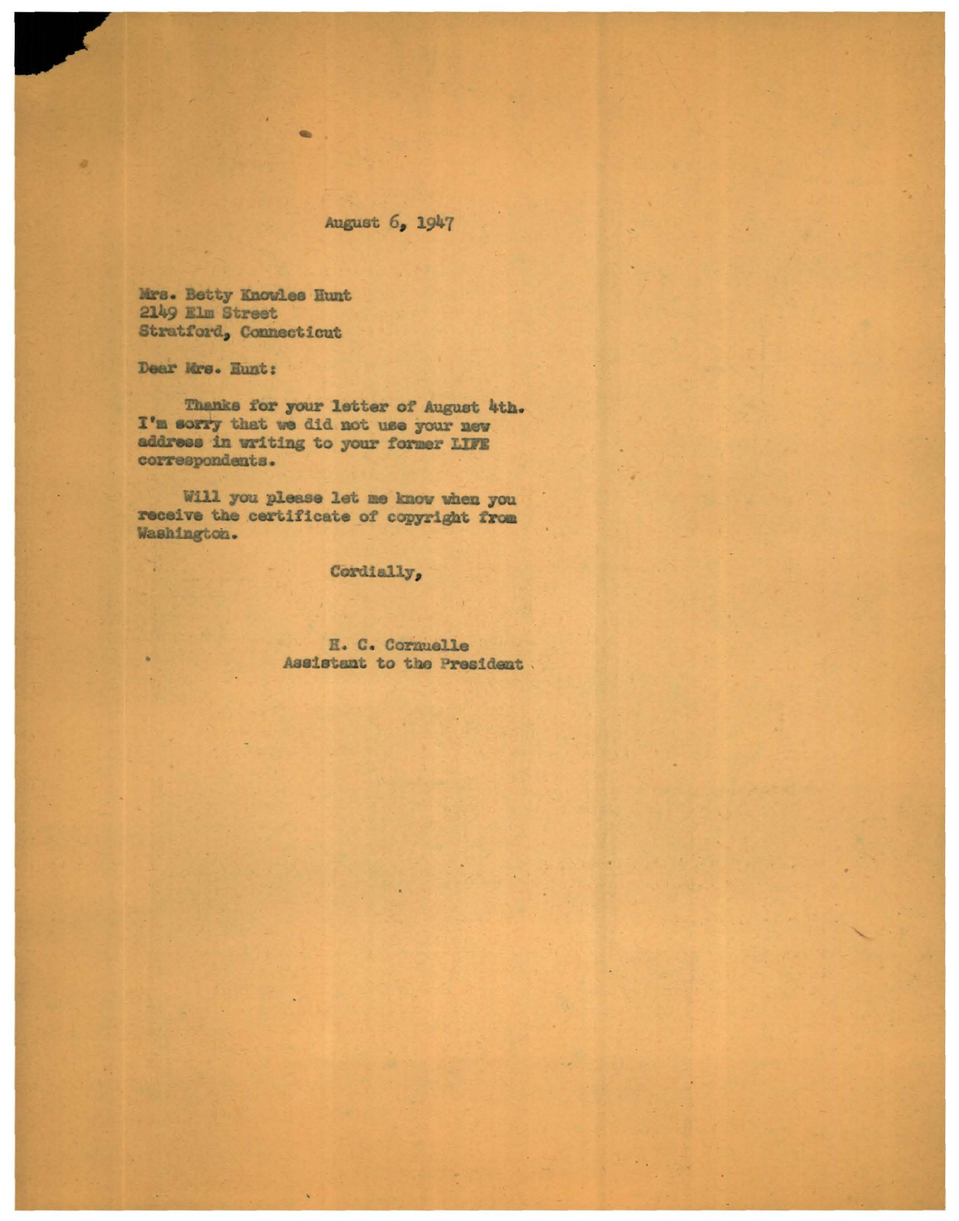August 6, 1947

Mrs. Betty Knowles Hunt
2149 Elm Street
Stratford, Connecticut

Dear Mrs. Hunt:

Thanks for your letter of August 4th. I'm sorry that we did not use your new address in writing to your former LIFE correspondents.

Will you please let me know when you receive the certificate of copyright from Washington.

Cordially,

H. C. Cornuelle
Assistant to the President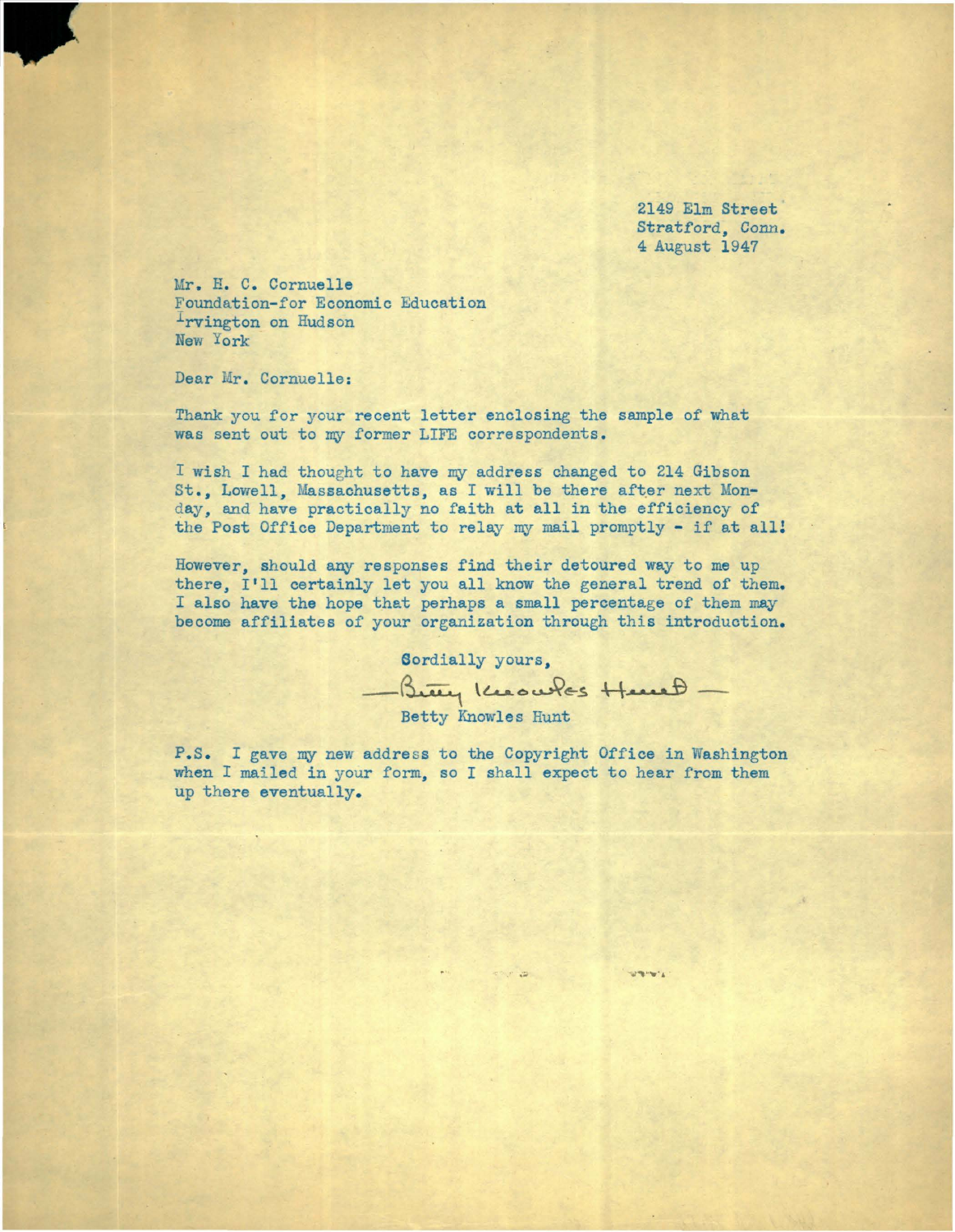2149 Elm Street
Stratford, Conn.
4 August 1947

Mr. H. C. Cornuelle
Foundation-for Economic Education
Irvington on Hudson
New York

Dear Mr. Cornuelle:

Thank you for your recent letter enclosing the sample of what was sent out to my former LIFE correspondents.

I wish I had thought to have my address changed to 214 Gibson St., Lowell, Massachusetts, as I will be there after next Monday, and have practically no faith at all in the efficiency of the Post Office Department to relay my mail promptly - if at all!

However, should any responses find their detoured way to me up there, I'll certainly let you all know the general trend of them. I also have the hope that perhaps a small percentage of them may become affiliates of your organization through this introduction.

Cordially yours,

—Betty Knowles Hunt—

Betty Knowles Hunt

P.S. I gave my new address to the Copyright Office in Washington when I mailed in your form, so I shall expect to hear from them up there eventually.